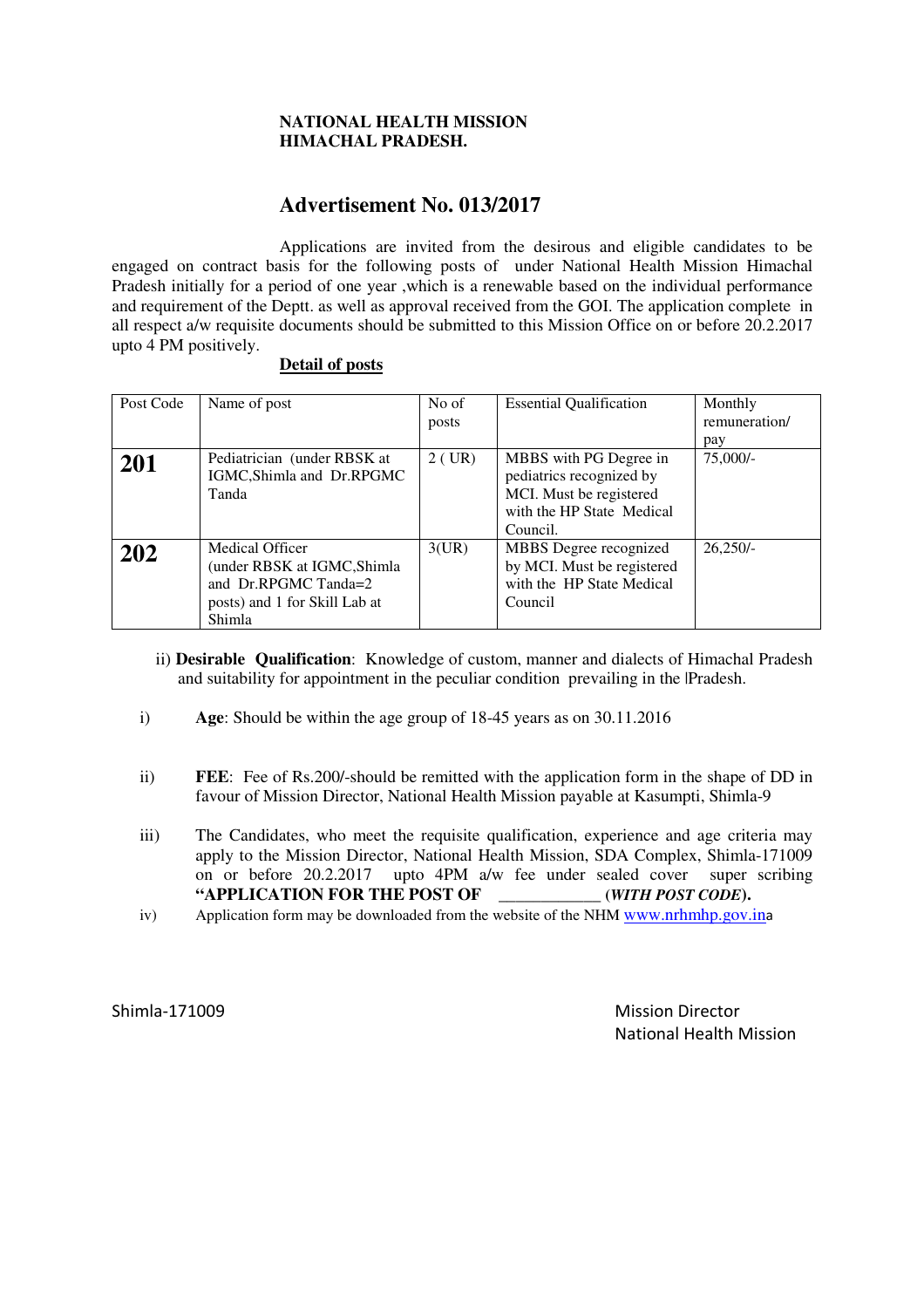**NATIONAL HEALTH MISSION**
**HIMACHAL PRADESH.**

## Advertisement No. 013/2017

Applications are invited from the desirous and eligible candidates to be engaged on contract basis for the following posts of under National Health Mission Himachal Pradesh initially for a period of one year ,which is a renewable based on the individual performance and requirement of the Deptt. as well as approval received from the GOI. The application complete in all respect a/w requisite documents should be submitted to this Mission Office on or before 20.2.2017 upto 4 PM positively.

**Detail of posts**

| Post Code | Name of post | No of posts | Essential Qualification | Monthly remuneration/ pay |
|---|---|---|---|---|
| **201** | Pediatrician (under RBSK at IGMC,Shimla and Dr.RPGMC Tanda | 2 ( UR) | MBBS with PG Degree in pediatrics recognized by MCI. Must be registered with the HP State Medical Council. | 75,000/- |
| **202** | Medical Officer (under RBSK at IGMC,Shimla and Dr.RPGMC Tanda=2 posts) and 1 for Skill Lab at Shimla | 3(UR) | MBBS Degree recognized by MCI. Must be registered with the HP State Medical Council | 26,250/- |

ii) **Desirable Qualification**: Knowledge of custom, manner and dialects of Himachal Pradesh and suitability for appointment in the peculiar condition prevailing in the |Pradesh.

i) **Age**: Should be within the age group of 18-45 years as on 30.11.2016

ii) **FEE**: Fee of Rs.200/-should be remitted with the application form in the shape of DD in favour of Mission Director, National Health Mission payable at Kasumpti, Shimla-9

iii) The Candidates, who meet the requisite qualification, experience and age criteria may apply to the Mission Director, National Health Mission, SDA Complex, Shimla-171009 on or before 20.2.2017 upto 4PM a/w fee under sealed cover super scribing **"APPLICATION FOR THE POST OF \_\_\_\_\_\_\_\_\_\_\_\_ (*WITH POST CODE*).**

iv) Application form may be downloaded from the website of the NHM www.nrhmhp.gov.ina

Shimla-171009

Mission Director
National Health Mission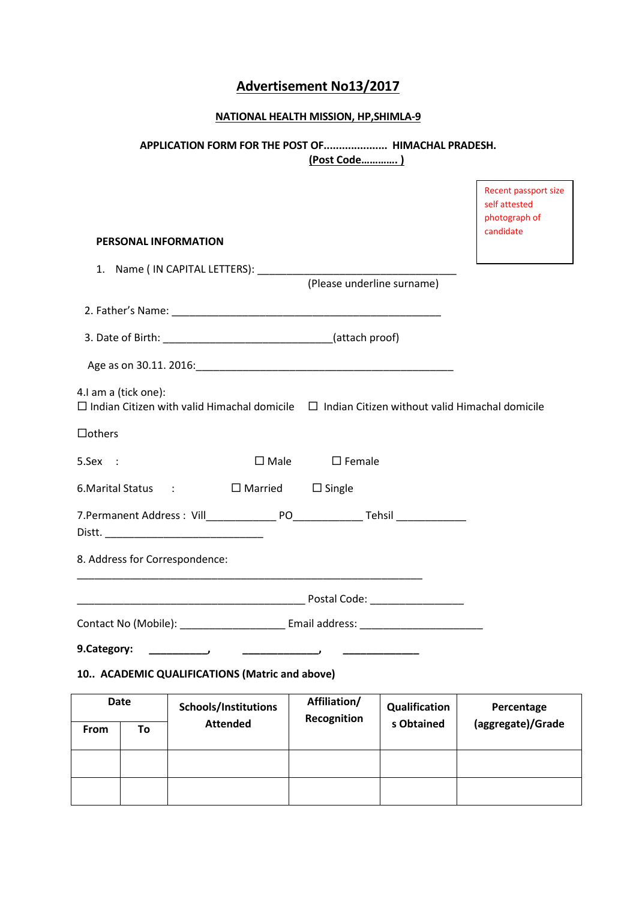# Advertisement No13/2017

**NATIONAL HEALTH MISSION, HP,SHIMLA-9**

**APPLICATION FORM FOR THE POST OF..................... HIMACHAL PRADESH.**
**(Post Code………… )**

Recent passport size self attested photograph of candidate

**PERSONAL INFORMATION**

1. Name ( IN CAPITAL LETTERS): ____________________________________
   (Please underline surname)

2. Father's Name: ________________________________________________

3. Date of Birth: ____________________________(attach proof)

Age as on 30.11. 2016:___________________________________________

4.I am a (tick one):
☐ Indian Citizen with valid Himachal domicile ☐ Indian Citizen without valid Himachal domicile

☐others

5.Sex : ☐ Male ☐ Female

6.Marital Status : ☐ Married ☐ Single

7.Permanent Address : Vill____________ PO____________ Tehsil ____________
Distt. ___________________________

8. Address for Correspondence:

______________________________________________________________

_________________________________________ Postal Code: ________________

Contact No (Mobile): __________________ Email address: _____________________

**9.Category: __________, _____________, _____________**

**10.. ACADEMIC QUALIFICATIONS (Matric and above)**

| Date | | Schools/Institutions Attended | Affiliation/ Recognition | Qualifications Obtained | Percentage (aggregate)/Grade |
|---|---|---|---|---|---|
| **From** | **To** | | | | |
| | | | | | |
| | | | | | |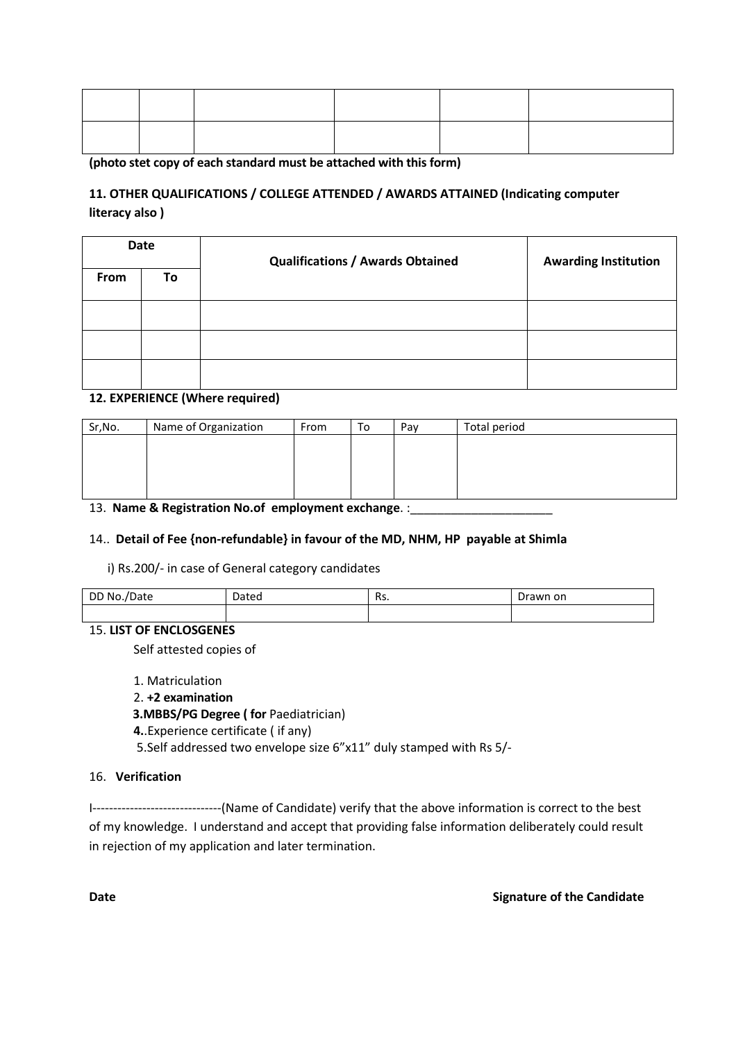| | | | | | |
|---|---|---|---|---|---|
| | | | | | |
| | | | | | |

**(photo stet copy of each standard must be attached with this form)**

**11. OTHER QUALIFICATIONS / COLLEGE ATTENDED / AWARDS ATTAINED (Indicating computer literacy also )**

| Date | | Qualifications / Awards Obtained | Awarding Institution |
|---|---|---|---|
| From | To | | |
| | | | |
| | | | |
| | | | |

**12. EXPERIENCE (Where required)**

| Sr,No. | Name of Organization | From | To | Pay | Total period |
|---|---|---|---|---|---|
| | | | | | |

13. **Name & Registration No.of employment exchange**. :_____________________

14.. **Detail of Fee {non-refundable} in favour of the MD, NHM, HP payable at Shimla**

i) Rs.200/- in case of General category candidates

| DD No./Date | Dated | Rs. | Drawn on |
|---|---|---|---|
| | | | |

15. **LIST OF ENCLOSGENES**

Self attested copies of

1. Matriculation
2. **+2 examination**
3. **MBBS/PG Degree ( for** Paediatrician)
4. .Experience certificate ( if any)
5. Self addressed two envelope size 6"x11" duly stamped with Rs 5/-

16. **Verification**

I-------------------------------(Name of Candidate) verify that the above information is correct to the best of my knowledge. I understand and accept that providing false information deliberately could result in rejection of my application and later termination.

**Date** **Signature of the Candidate**